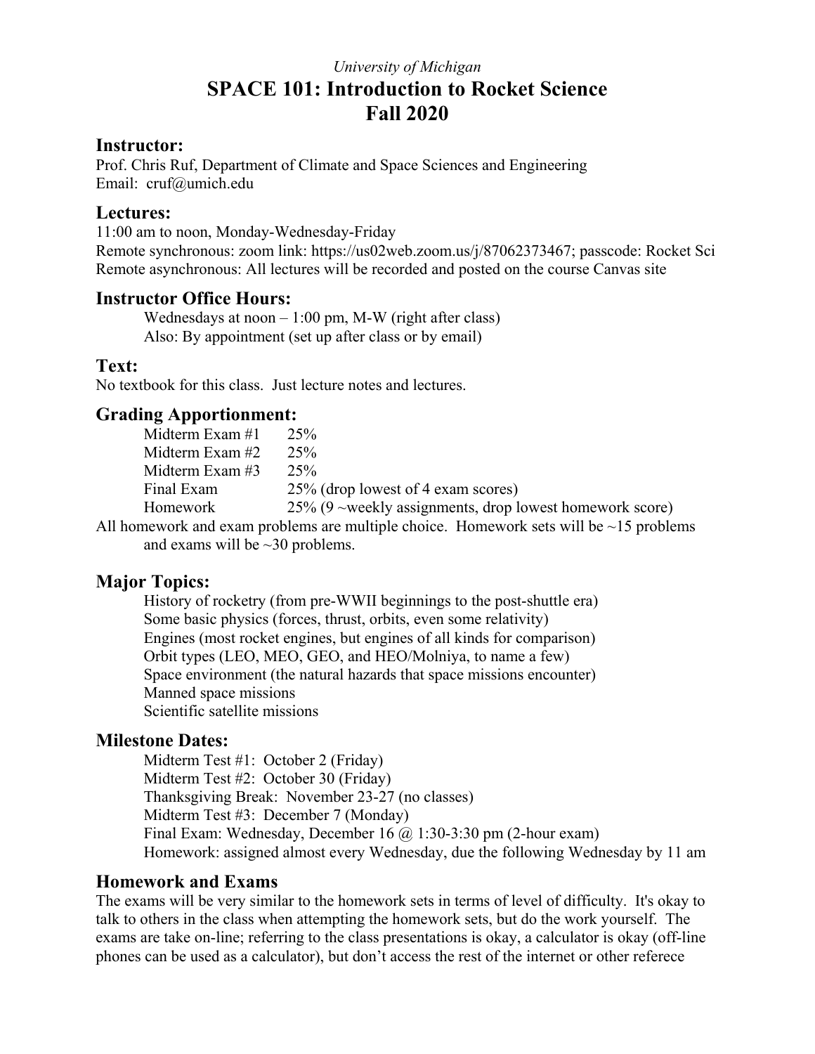*University of Michigan*

# SPACE 101: Introduction to Rocket Science
# Fall 2020

## Instructor:

Prof. Chris Ruf, Department of Climate and Space Sciences and Engineering
Email: cruf@umich.edu

## Lectures:

11:00 am to noon, Monday-Wednesday-Friday
Remote synchronous: zoom link: https://us02web.zoom.us/j/87062373467; passcode: Rocket Sci
Remote asynchronous: All lectures will be recorded and posted on the course Canvas site

## Instructor Office Hours:

Wednesdays at noon – 1:00 pm, M-W (right after class)
Also: By appointment (set up after class or by email)

## Text:

No textbook for this class. Just lecture notes and lectures.

## Grading Apportionment:

| | |
|---|---|
| Midterm Exam #1 | 25% |
| Midterm Exam #2 | 25% |
| Midterm Exam #3 | 25% |
| Final Exam | 25% (drop lowest of 4 exam scores) |
| Homework | 25% (9 ~weekly assignments, drop lowest homework score) |

All homework and exam problems are multiple choice. Homework sets will be ~15 problems and exams will be ~30 problems.

## Major Topics:

History of rocketry (from pre-WWII beginnings to the post-shuttle era)
Some basic physics (forces, thrust, orbits, even some relativity)
Engines (most rocket engines, but engines of all kinds for comparison)
Orbit types (LEO, MEO, GEO, and HEO/Molniya, to name a few)
Space environment (the natural hazards that space missions encounter)
Manned space missions
Scientific satellite missions

## Milestone Dates:

Midterm Test #1: October 2 (Friday)
Midterm Test #2: October 30 (Friday)
Thanksgiving Break: November 23-27 (no classes)
Midterm Test #3: December 7 (Monday)
Final Exam: Wednesday, December 16 @ 1:30-3:30 pm (2-hour exam)
Homework: assigned almost every Wednesday, due the following Wednesday by 11 am

## Homework and Exams

The exams will be very similar to the homework sets in terms of level of difficulty. It's okay to talk to others in the class when attempting the homework sets, but do the work yourself. The exams are take on-line; referring to the class presentations is okay, a calculator is okay (off-line phones can be used as a calculator), but don't access the rest of the internet or other referece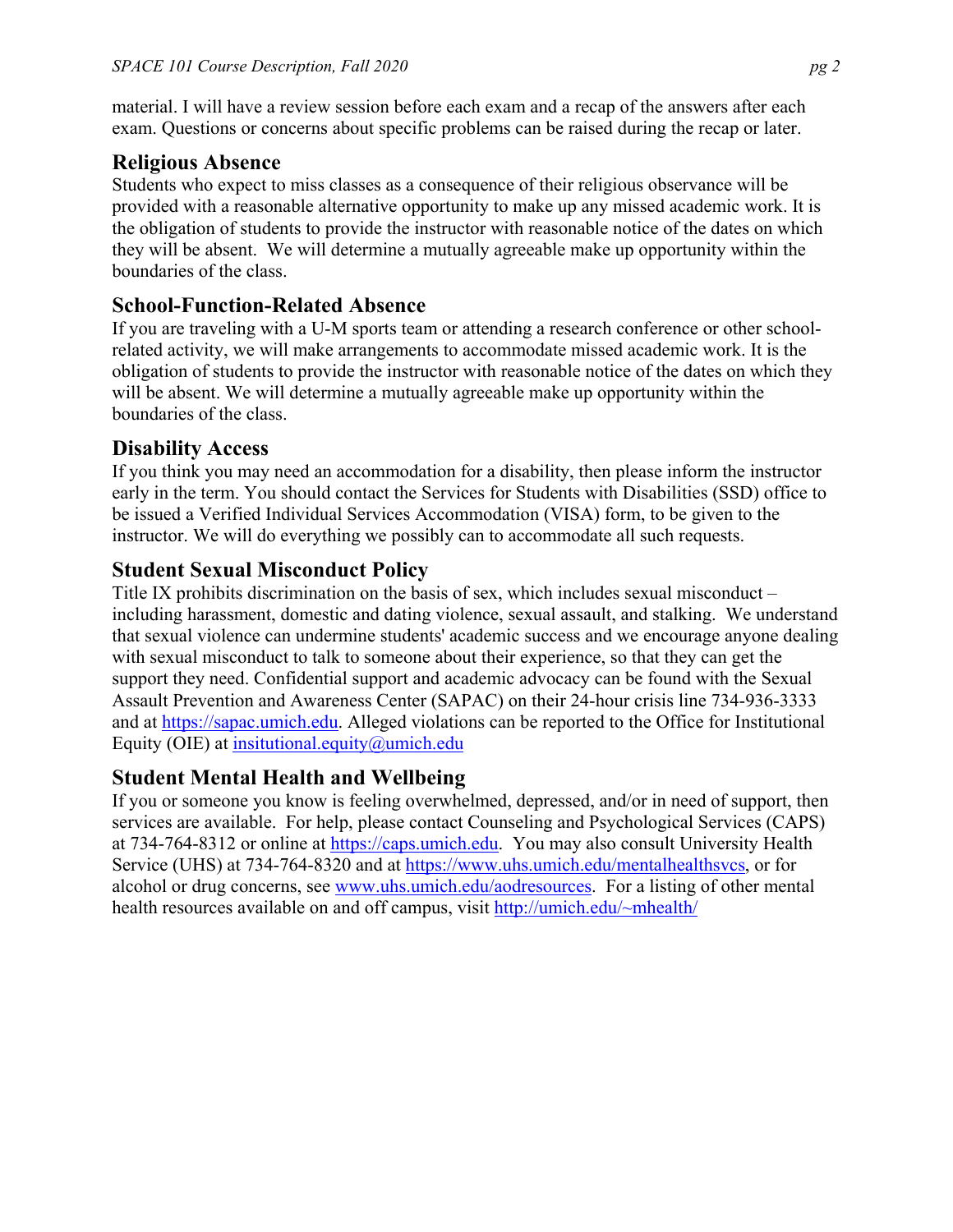material. I will have a review session before each exam and a recap of the answers after each exam. Questions or concerns about specific problems can be raised during the recap or later.

## Religious Absence

Students who expect to miss classes as a consequence of their religious observance will be provided with a reasonable alternative opportunity to make up any missed academic work. It is the obligation of students to provide the instructor with reasonable notice of the dates on which they will be absent. We will determine a mutually agreeable make up opportunity within the boundaries of the class.

## School-Function-Related Absence

If you are traveling with a U-M sports team or attending a research conference or other school-related activity, we will make arrangements to accommodate missed academic work. It is the obligation of students to provide the instructor with reasonable notice of the dates on which they will be absent. We will determine a mutually agreeable make up opportunity within the boundaries of the class.

## Disability Access

If you think you may need an accommodation for a disability, then please inform the instructor early in the term. You should contact the Services for Students with Disabilities (SSD) office to be issued a Verified Individual Services Accommodation (VISA) form, to be given to the instructor. We will do everything we possibly can to accommodate all such requests.

## Student Sexual Misconduct Policy

Title IX prohibits discrimination on the basis of sex, which includes sexual misconduct – including harassment, domestic and dating violence, sexual assault, and stalking. We understand that sexual violence can undermine students' academic success and we encourage anyone dealing with sexual misconduct to talk to someone about their experience, so that they can get the support they need. Confidential support and academic advocacy can be found with the Sexual Assault Prevention and Awareness Center (SAPAC) on their 24-hour crisis line 734-936-3333 and at https://sapac.umich.edu. Alleged violations can be reported to the Office for Institutional Equity (OIE) at insitutional.equity@umich.edu

## Student Mental Health and Wellbeing

If you or someone you know is feeling overwhelmed, depressed, and/or in need of support, then services are available. For help, please contact Counseling and Psychological Services (CAPS) at 734-764-8312 or online at https://caps.umich.edu. You may also consult University Health Service (UHS) at 734-764-8320 and at https://www.uhs.umich.edu/mentalhealthsvcs, or for alcohol or drug concerns, see www.uhs.umich.edu/aodresources. For a listing of other mental health resources available on and off campus, visit http://umich.edu/~mhealth/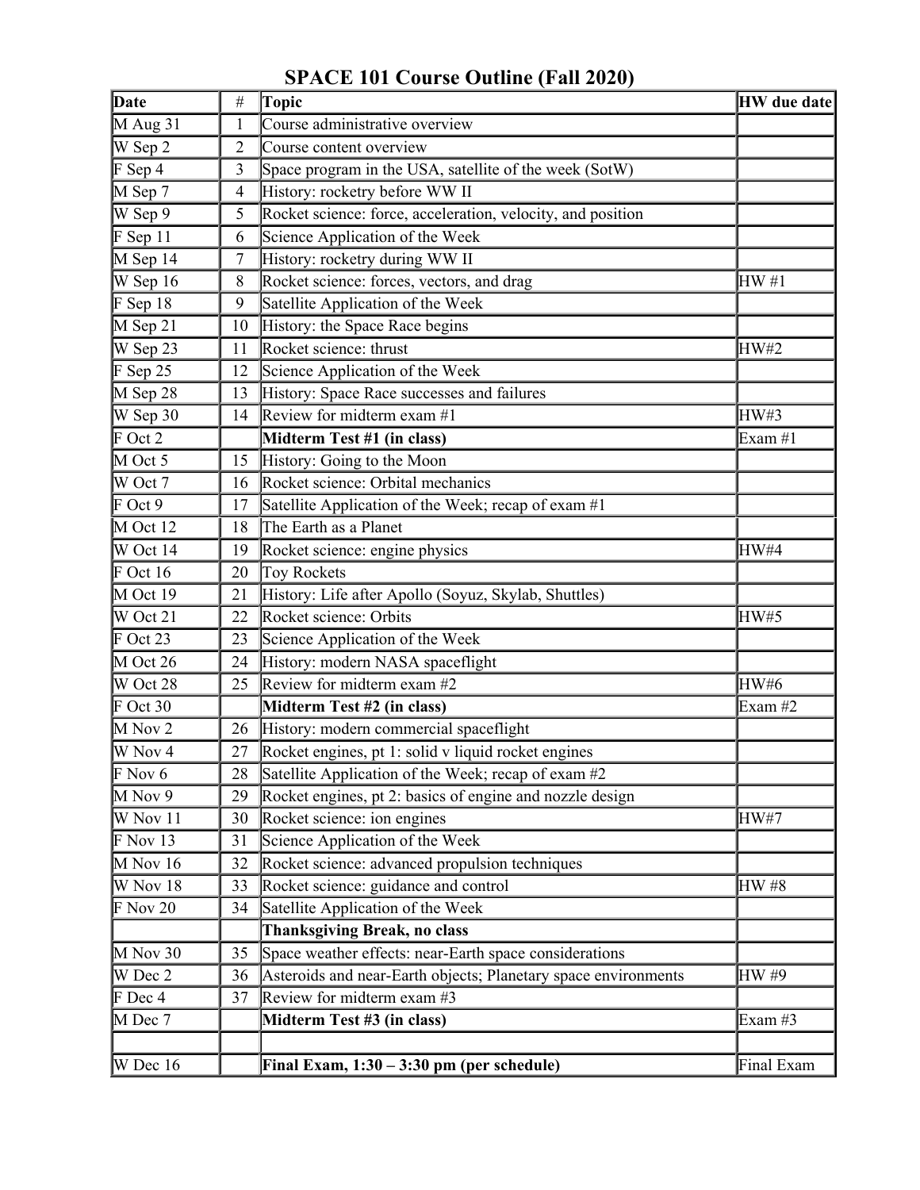# SPACE 101 Course Outline (Fall 2020)

| Date | # | Topic | HW due date |
|---|---|---|---|
| M Aug 31 | 1 | Course administrative overview | |
| W Sep 2 | 2 | Course content overview | |
| F Sep 4 | 3 | Space program in the USA, satellite of the week (SotW) | |
| M Sep 7 | 4 | History: rocketry before WW II | |
| W Sep 9 | 5 | Rocket science: force, acceleration, velocity, and position | |
| F Sep 11 | 6 | Science Application of the Week | |
| M Sep 14 | 7 | History: rocketry during WW II | |
| W Sep 16 | 8 | Rocket science: forces, vectors, and drag | HW #1 |
| F Sep 18 | 9 | Satellite Application of the Week | |
| M Sep 21 | 10 | History: the Space Race begins | |
| W Sep 23 | 11 | Rocket science: thrust | HW#2 |
| F Sep 25 | 12 | Science Application of the Week | |
| M Sep 28 | 13 | History: Space Race successes and failures | |
| W Sep 30 | 14 | Review for midterm exam #1 | HW#3 |
| F Oct 2 | | **Midterm Test #1 (in class)** | Exam #1 |
| M Oct 5 | 15 | History: Going to the Moon | |
| W Oct 7 | 16 | Rocket science: Orbital mechanics | |
| F Oct 9 | 17 | Satellite Application of the Week; recap of exam #1 | |
| M Oct 12 | 18 | The Earth as a Planet | |
| W Oct 14 | 19 | Rocket science: engine physics | HW#4 |
| F Oct 16 | 20 | Toy Rockets | |
| M Oct 19 | 21 | History: Life after Apollo (Soyuz, Skylab, Shuttles) | |
| W Oct 21 | 22 | Rocket science: Orbits | HW#5 |
| F Oct 23 | 23 | Science Application of the Week | |
| M Oct 26 | 24 | History: modern NASA spaceflight | |
| W Oct 28 | 25 | Review for midterm exam #2 | HW#6 |
| F Oct 30 | | **Midterm Test #2 (in class)** | Exam #2 |
| M Nov 2 | 26 | History: modern commercial spaceflight | |
| W Nov 4 | 27 | Rocket engines, pt 1: solid v liquid rocket engines | |
| F Nov 6 | 28 | Satellite Application of the Week; recap of exam #2 | |
| M Nov 9 | 29 | Rocket engines, pt 2: basics of engine and nozzle design | |
| W Nov 11 | 30 | Rocket science: ion engines | HW#7 |
| F Nov 13 | 31 | Science Application of the Week | |
| M Nov 16 | 32 | Rocket science: advanced propulsion techniques | |
| W Nov 18 | 33 | Rocket science: guidance and control | HW #8 |
| F Nov 20 | 34 | Satellite Application of the Week | |
| | | **Thanksgiving Break, no class** | |
| M Nov 30 | 35 | Space weather effects: near-Earth space considerations | |
| W Dec 2 | 36 | Asteroids and near-Earth objects; Planetary space environments | HW #9 |
| F Dec 4 | 37 | Review for midterm exam #3 | |
| M Dec 7 | | **Midterm Test #3 (in class)** | Exam #3 |
| | | | |
| W Dec 16 | | **Final Exam, 1:30 – 3:30 pm (per schedule)** | Final Exam |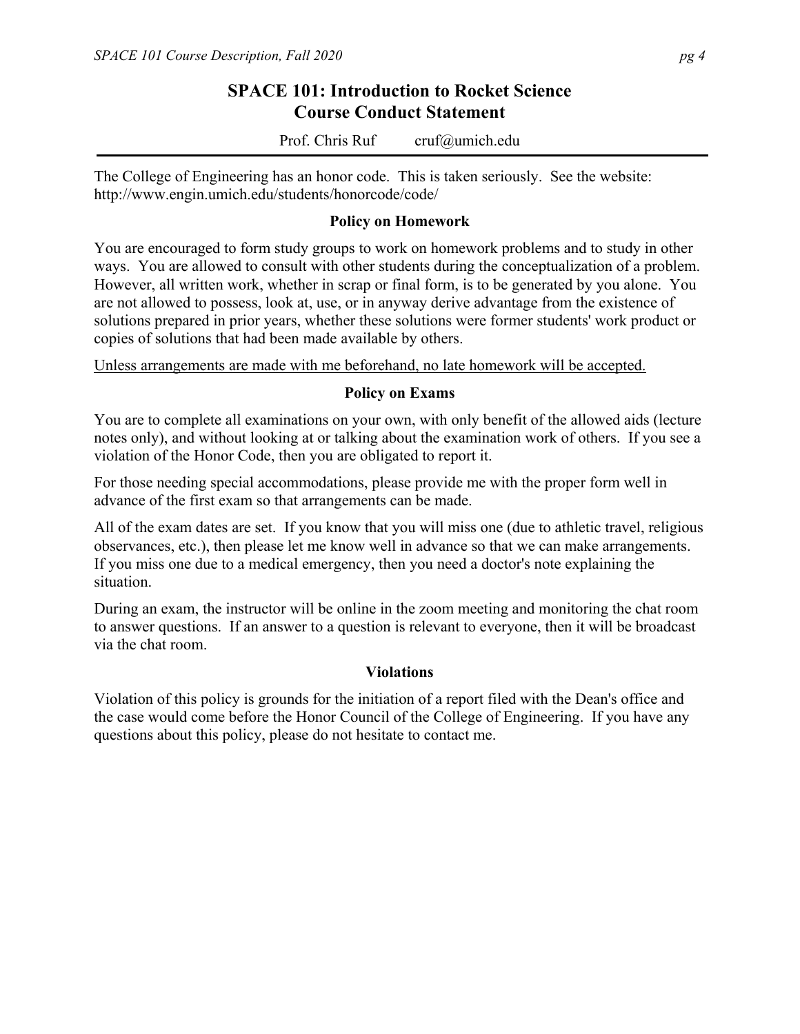# SPACE 101: Introduction to Rocket Science
# Course Conduct Statement

Prof. Chris Ruf cruf@umich.edu

The College of Engineering has an honor code. This is taken seriously. See the website: http://www.engin.umich.edu/students/honorcode/code/

### Policy on Homework

You are encouraged to form study groups to work on homework problems and to study in other ways. You are allowed to consult with other students during the conceptualization of a problem. However, all written work, whether in scrap or final form, is to be generated by you alone. You are not allowed to possess, look at, use, or in anyway derive advantage from the existence of solutions prepared in prior years, whether these solutions were former students' work product or copies of solutions that had been made available by others.

<u>Unless arrangements are made with me beforehand, no late homework will be accepted.</u>

### Policy on Exams

You are to complete all examinations on your own, with only benefit of the allowed aids (lecture notes only), and without looking at or talking about the examination work of others. If you see a violation of the Honor Code, then you are obligated to report it.

For those needing special accommodations, please provide me with the proper form well in advance of the first exam so that arrangements can be made.

All of the exam dates are set. If you know that you will miss one (due to athletic travel, religious observances, etc.), then please let me know well in advance so that we can make arrangements. If you miss one due to a medical emergency, then you need a doctor's note explaining the situation.

During an exam, the instructor will be online in the zoom meeting and monitoring the chat room to answer questions. If an answer to a question is relevant to everyone, then it will be broadcast via the chat room.

### Violations

Violation of this policy is grounds for the initiation of a report filed with the Dean's office and the case would come before the Honor Council of the College of Engineering. If you have any questions about this policy, please do not hesitate to contact me.